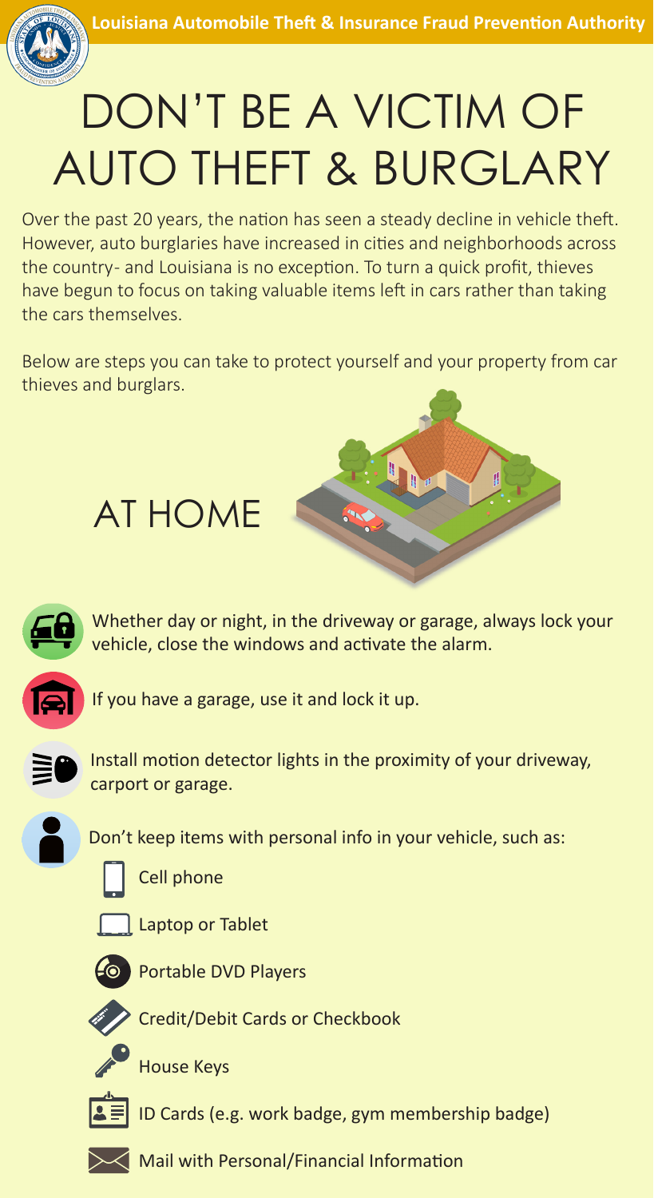Louisiana Automobile Theft & Insurance Fraud Prevention Authority

# DON'T BE A VICTIM OF AUTO THEFT & BURGLARY

Over the past 20 years, the nation has seen a steady decline in vehicle theft. However, auto burglaries have increased in cities and neighborhoods across the country- and Louisiana is no exception. To turn a quick profit, thieves have begun to focus on taking valuable items left in cars rather than taking the cars themselves.

Below are steps you can take to protect yourself and your property from car thieves and burglars.

## AT HOME

- Whether day or night, in the driveway or garage, always lock your vehicle, close the windows and activate the alarm.
- If you have a garage, use it and lock it up.
- Install motion detector lights in the proximity of your driveway, carport or garage.
- Don't keep items with personal info in your vehicle, such as:
  - Cell phone
  - Laptop or Tablet
  - Portable DVD Players
  - Credit/Debit Cards or Checkbook
  - House Keys
  - ID Cards (e.g. work badge, gym membership badge)
  - Mail with Personal/Financial Information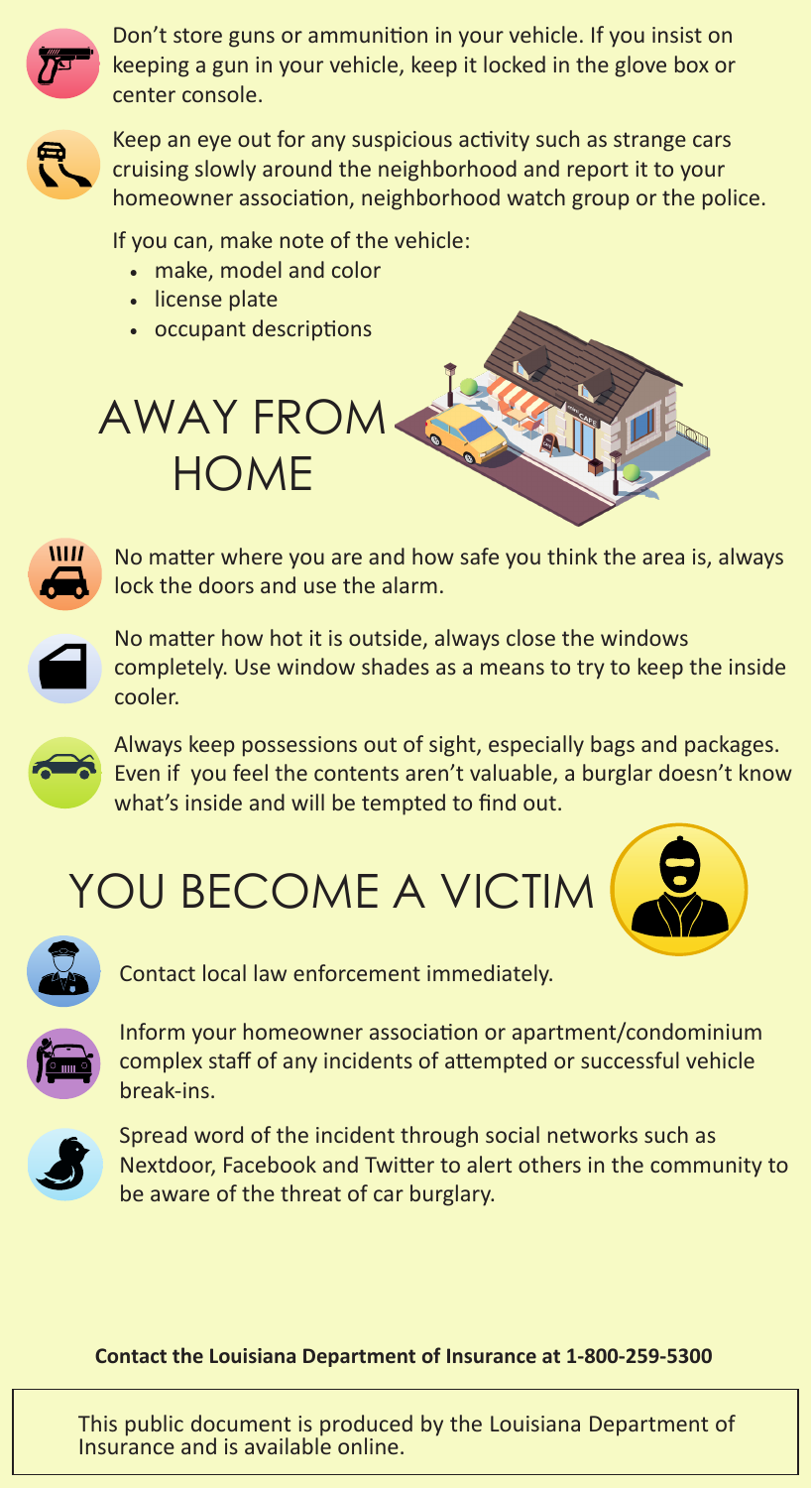Don't store guns or ammunition in your vehicle. If you insist on keeping a gun in your vehicle, keep it locked in the glove box or center console.

Keep an eye out for any suspicious activity such as strange cars cruising slowly around the neighborhood and report it to your homeowner association, neighborhood watch group or the police.

If you can, make note of the vehicle:

- make, model and color
- license plate
- occupant descriptions

# AWAY FROM HOME

No matter where you are and how safe you think the area is, always lock the doors and use the alarm.

No matter how hot it is outside, always close the windows completely. Use window shades as a means to try to keep the inside cooler.

Always keep possessions out of sight, especially bags and packages. Even if you feel the contents aren't valuable, a burglar doesn't know what's inside and will be tempted to find out.

# YOU BECOME A VICTIM

Contact local law enforcement immediately.

Inform your homeowner association or apartment/condominium complex staff of any incidents of attempted or successful vehicle break-ins.

Spread word of the incident through social networks such as Nextdoor, Facebook and Twitter to alert others in the community to be aware of the threat of car burglary.

**Contact the Louisiana Department of Insurance at 1-800-259-5300**

This public document is produced by the Louisiana Department of Insurance and is available online.